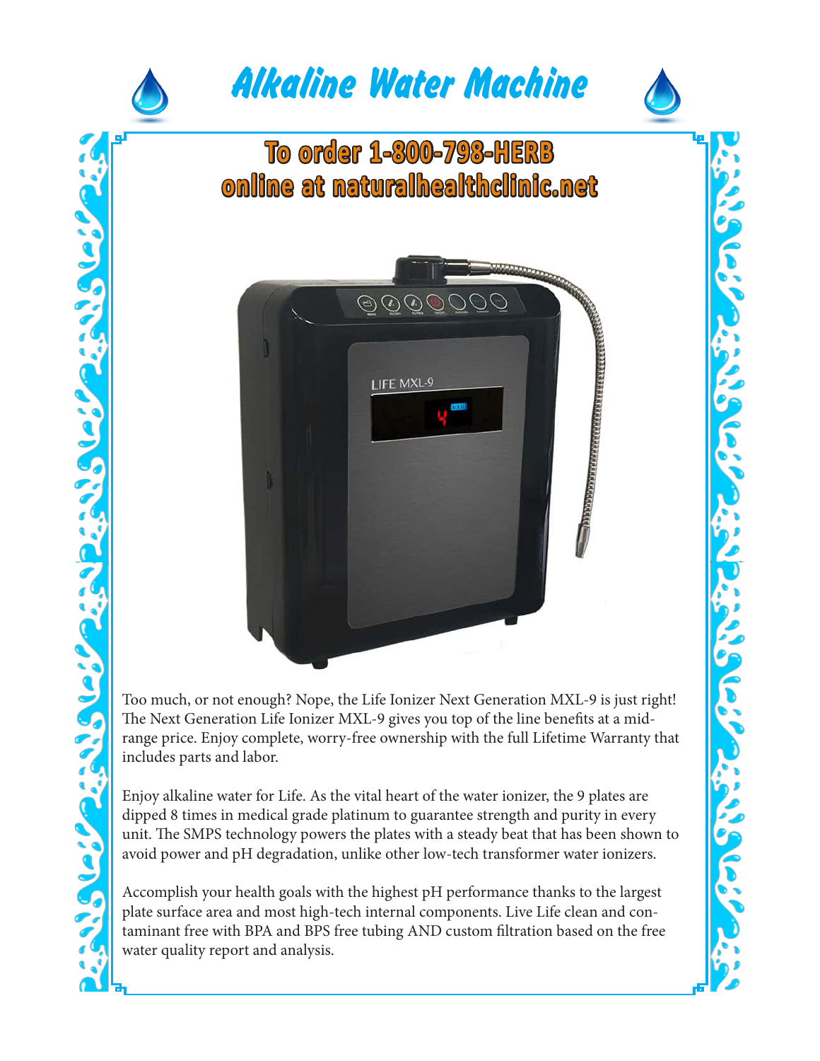# Alkaline Water Machine

## To order 1-800-798-HERB
## online at naturalhealthclinic.net

Too much, or not enough? Nope, the Life Ionizer Next Generation MXL-9 is just right! The Next Generation Life Ionizer MXL-9 gives you top of the line benefits at a mid-range price. Enjoy complete, worry-free ownership with the full Lifetime Warranty that includes parts and labor.

Enjoy alkaline water for Life. As the vital heart of the water ionizer, the 9 plates are dipped 8 times in medical grade platinum to guarantee strength and purity in every unit. The SMPS technology powers the plates with a steady beat that has been shown to avoid power and pH degradation, unlike other low-tech transformer water ionizers.

Accomplish your health goals with the highest pH performance thanks to the largest plate surface area and most high-tech internal components. Live Life clean and contaminant free with BPA and BPS free tubing AND custom filtration based on the free water quality report and analysis.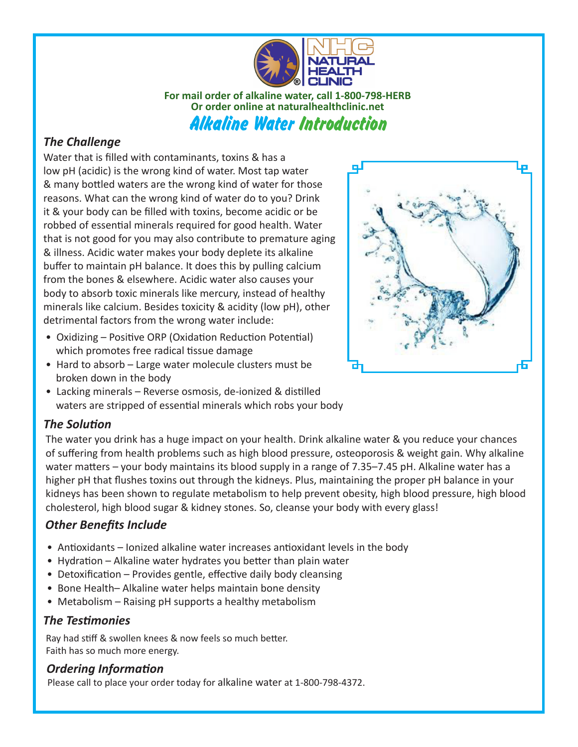**NHC NATURAL HEALTH CLINIC**

**For mail order of alkaline water, call 1-800-798-HERB**
**Or order online at naturalhealthclinic.net**

# Alkaline Water Introduction

### *The Challenge*

Water that is filled with contaminants, toxins & has a low pH (acidic) is the wrong kind of water. Most tap water & many bottled waters are the wrong kind of water for those reasons. What can the wrong kind of water do to you? Drink it & your body can be filled with toxins, become acidic or be robbed of essential minerals required for good health. Water that is not good for you may also contribute to premature aging & illness. Acidic water makes your body deplete its alkaline buffer to maintain pH balance. It does this by pulling calcium from the bones & elsewhere. Acidic water also causes your body to absorb toxic minerals like mercury, instead of healthy minerals like calcium. Besides toxicity & acidity (low pH), other detrimental factors from the wrong water include:

- Oxidizing – Positive ORP (Oxidation Reduction Potential) which promotes free radical tissue damage
- Hard to absorb – Large water molecule clusters must be broken down in the body
- Lacking minerals – Reverse osmosis, de-ionized & distilled waters are stripped of essential minerals which robs your body

### *The Solution*

The water you drink has a huge impact on your health. Drink alkaline water & you reduce your chances of suffering from health problems such as high blood pressure, osteoporosis & weight gain. Why alkaline water matters – your body maintains its blood supply in a range of 7.35–7.45 pH. Alkaline water has a higher pH that flushes toxins out through the kidneys. Plus, maintaining the proper pH balance in your kidneys has been shown to regulate metabolism to help prevent obesity, high blood pressure, high blood cholesterol, high blood sugar & kidney stones. So, cleanse your body with every glass!

### *Other Benefits Include*

- Antioxidants – Ionized alkaline water increases antioxidant levels in the body
- Hydration – Alkaline water hydrates you better than plain water
- Detoxification – Provides gentle, effective daily body cleansing
- Bone Health– Alkaline water helps maintain bone density
- Metabolism – Raising pH supports a healthy metabolism

### *The Testimonies*

Ray had stiff & swollen knees & now feels so much better.
Faith has so much more energy.

### *Ordering Information*

Please call to place your order today for alkaline water at 1-800-798-4372.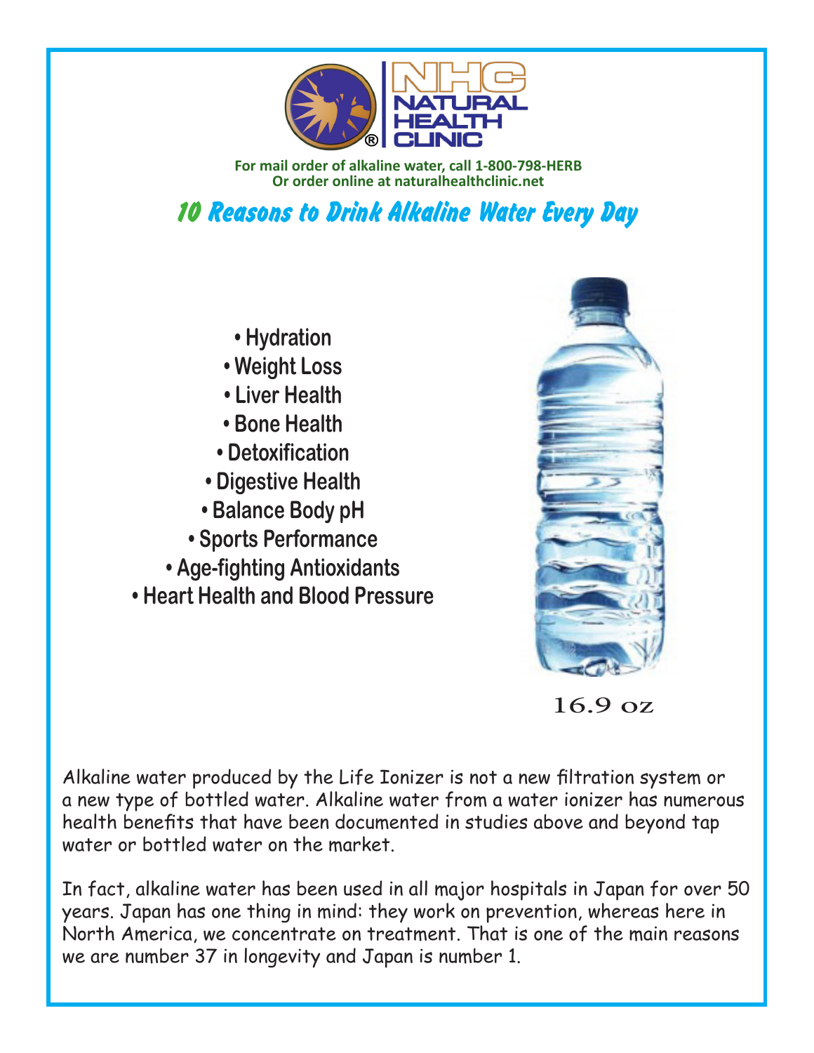NHC NATURAL HEALTH CLINIC

**For mail order of alkaline water, call 1-800-798-HERB**
**Or order online at naturalhealthclinic.net**

# *10 Reasons to Drink Alkaline Water Every Day*

- **Hydration**
- **Weight Loss**
- **Liver Health**
- **Bone Health**
- **Detoxification**
- **Digestive Health**
- **Balance Body pH**
- **Sports Performance**
- **Age-fighting Antioxidants**
- **Heart Health and Blood Pressure**

16.9 oz

Alkaline water produced by the Life Ionizer is not a new filtration system or a new type of bottled water. Alkaline water from a water ionizer has numerous health benefits that have been documented in studies above and beyond tap water or bottled water on the market.

In fact, alkaline water has been used in all major hospitals in Japan for over 50 years. Japan has one thing in mind: they work on prevention, whereas here in North America, we concentrate on treatment. That is one of the main reasons we are number 37 in longevity and Japan is number 1.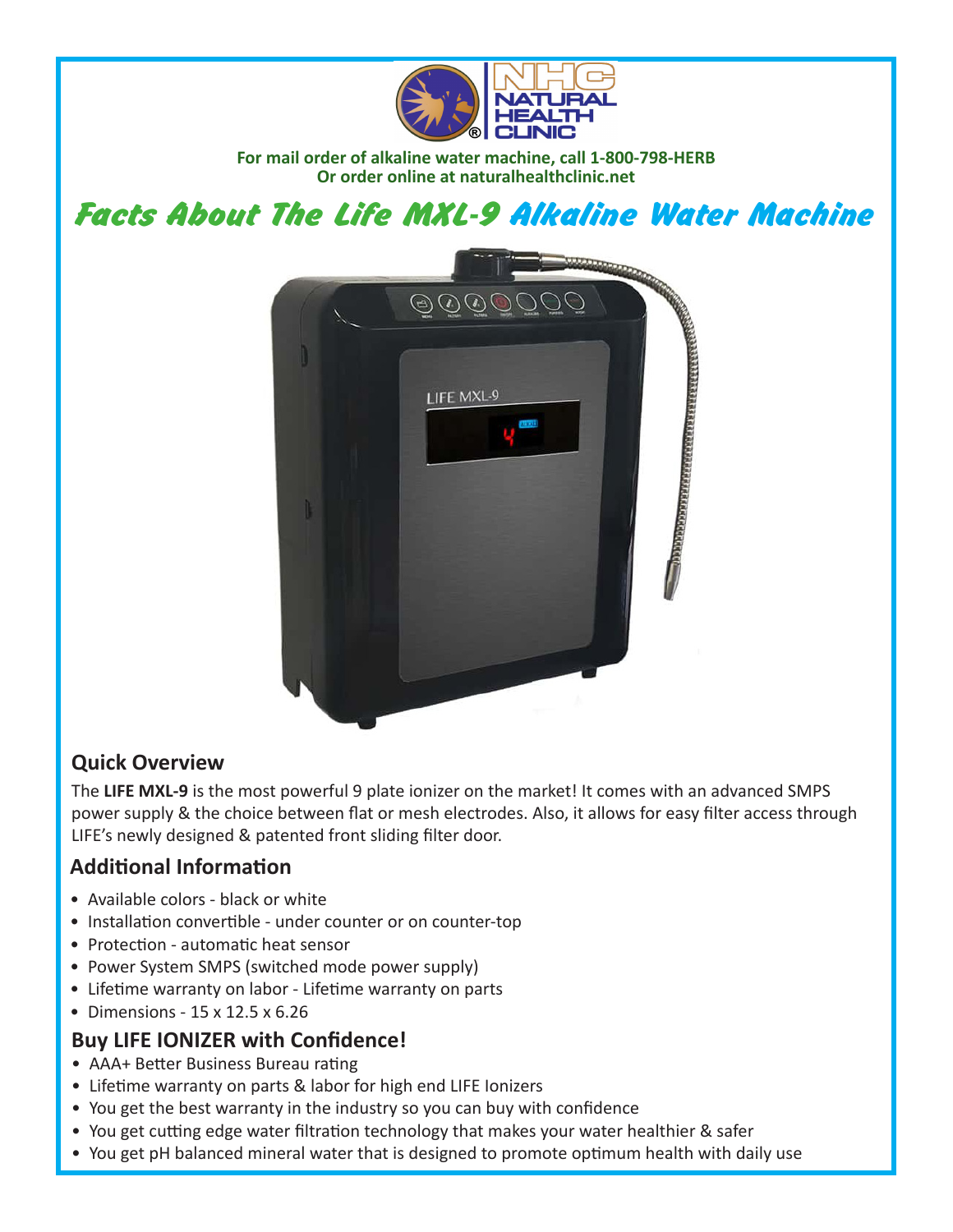For mail order of alkaline water machine, call 1-800-798-HERB
Or order online at naturalhealthclinic.net

# Facts About The Life MXL-9 Alkaline Water Machine

## Quick Overview

The **LIFE MXL-9** is the most powerful 9 plate ionizer on the market! It comes with an advanced SMPS power supply & the choice between flat or mesh electrodes. Also, it allows for easy filter access through LIFE's newly designed & patented front sliding filter door.

## Additional Information

- Available colors - black or white
- Installation convertible - under counter or on counter-top
- Protection - automatic heat sensor
- Power System SMPS (switched mode power supply)
- Lifetime warranty on labor - Lifetime warranty on parts
- Dimensions - 15 x 12.5 x 6.26

## Buy LIFE IONIZER with Confidence!

- AAA+ Better Business Bureau rating
- Lifetime warranty on parts & labor for high end LIFE Ionizers
- You get the best warranty in the industry so you can buy with confidence
- You get cutting edge water filtration technology that makes your water healthier & safer
- You get pH balanced mineral water that is designed to promote optimum health with daily use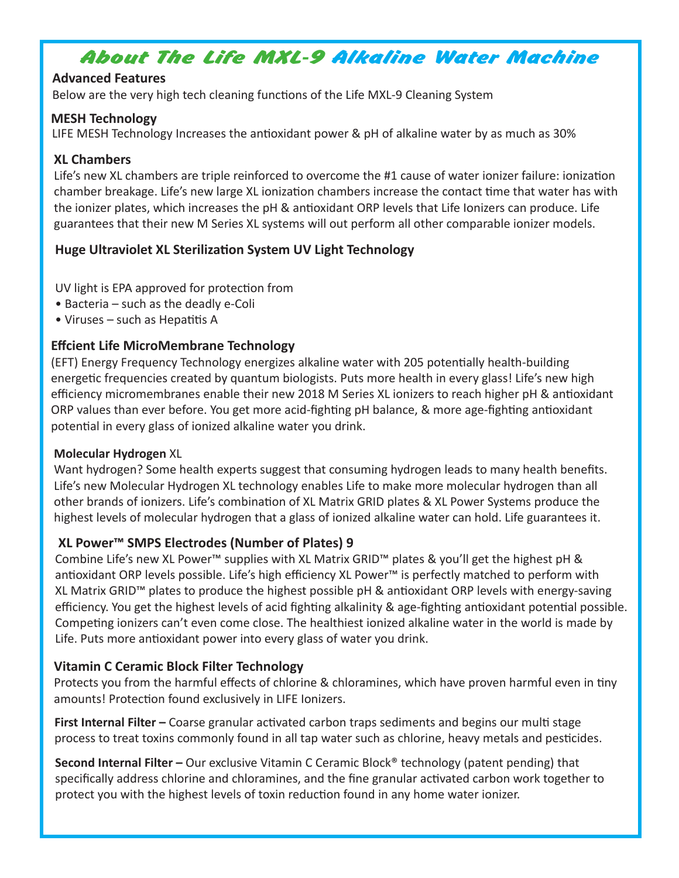# About The Life MXL-9 Alkaline Water Machine

**Advanced Features**

Below are the very high tech cleaning functions of the Life MXL-9 Cleaning System

**MESH Technology**

LIFE MESH Technology Increases the antioxidant power & pH of alkaline water by as much as 30%

**XL Chambers**

Life's new XL chambers are triple reinforced to overcome the #1 cause of water ionizer failure: ionization chamber breakage. Life's new large XL ionization chambers increase the contact time that water has with the ionizer plates, which increases the pH & antioxidant ORP levels that Life Ionizers can produce. Life guarantees that their new M Series XL systems will out perform all other comparable ionizer models.

**Huge Ultraviolet XL Sterilization System UV Light Technology**

UV light is EPA approved for protection from

- Bacteria – such as the deadly e-Coli
- Viruses – such as Hepatitis A

**Effcient Life MicroMembrane Technology**

(EFT) Energy Frequency Technology energizes alkaline water with 205 potentially health-building energetic frequencies created by quantum biologists. Puts more health in every glass! Life's new high efficiency micromembranes enable their new 2018 M Series XL ionizers to reach higher pH & antioxidant ORP values than ever before. You get more acid-fighting pH balance, & more age-fighting antioxidant potential in every glass of ionized alkaline water you drink.

**Molecular Hydrogen** XL

Want hydrogen? Some health experts suggest that consuming hydrogen leads to many health benefits. Life's new Molecular Hydrogen XL technology enables Life to make more molecular hydrogen than all other brands of ionizers. Life's combination of XL Matrix GRID plates & XL Power Systems produce the highest levels of molecular hydrogen that a glass of ionized alkaline water can hold. Life guarantees it.

**XL Power™ SMPS Electrodes (Number of Plates) 9**

Combine Life's new XL Power™ supplies with XL Matrix GRID™ plates & you'll get the highest pH & antioxidant ORP levels possible. Life's high efficiency XL Power™ is perfectly matched to perform with XL Matrix GRID™ plates to produce the highest possible pH & antioxidant ORP levels with energy-saving efficiency. You get the highest levels of acid fighting alkalinity & age-fighting antioxidant potential possible. Competing ionizers can't even come close. The healthiest ionized alkaline water in the world is made by Life. Puts more antioxidant power into every glass of water you drink.

**Vitamin C Ceramic Block Filter Technology**

Protects you from the harmful effects of chlorine & chloramines, which have proven harmful even in tiny amounts! Protection found exclusively in LIFE Ionizers.

**First Internal Filter –** Coarse granular activated carbon traps sediments and begins our multi stage process to treat toxins commonly found in all tap water such as chlorine, heavy metals and pesticides.

**Second Internal Filter –** Our exclusive Vitamin C Ceramic Block® technology (patent pending) that specifically address chlorine and chloramines, and the fine granular activated carbon work together to protect you with the highest levels of toxin reduction found in any home water ionizer.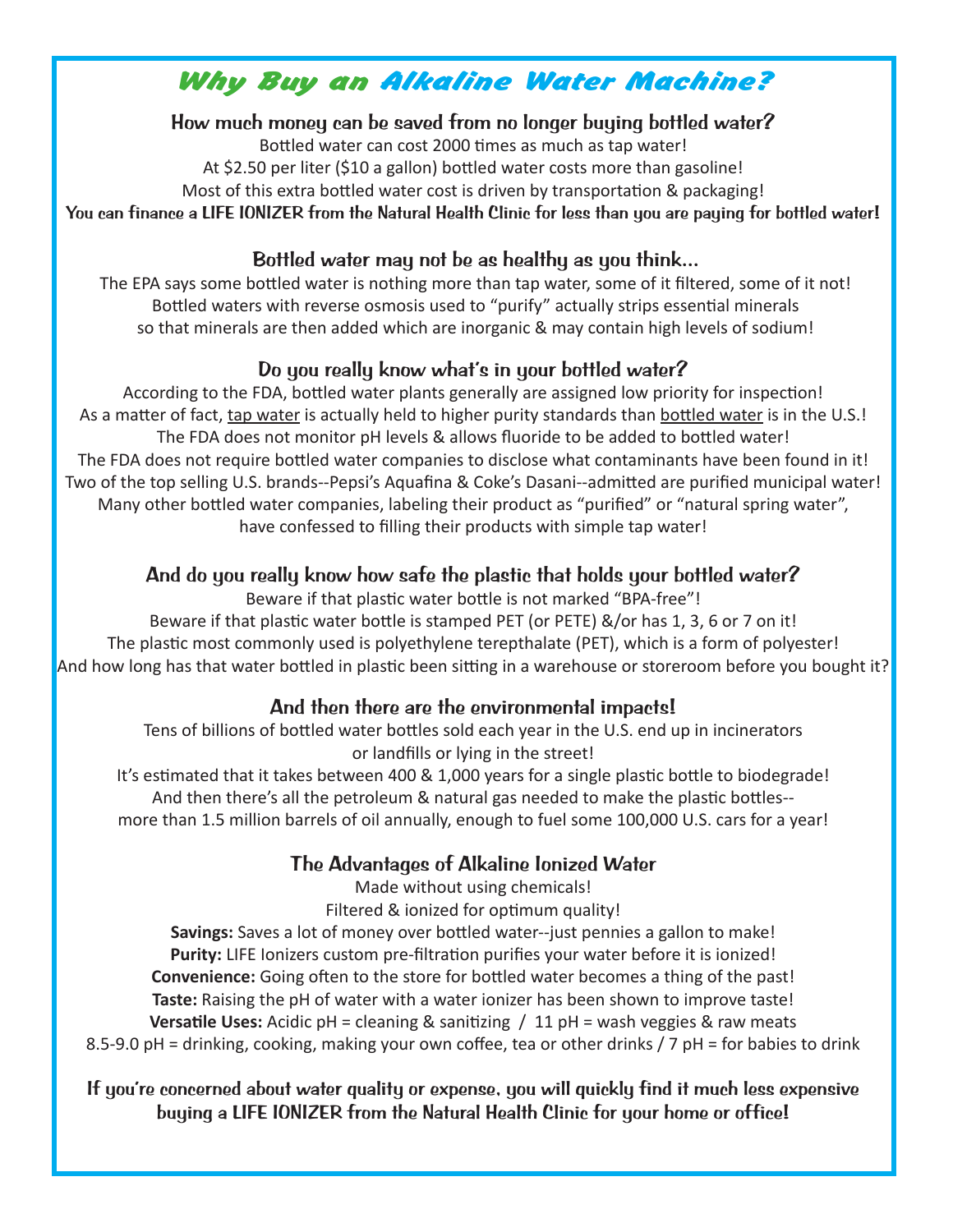# Why Buy an Alkaline Water Machine?

### How much money can be saved from no longer buying bottled water?

Bottled water can cost 2000 times as much as tap water!
At $2.50 per liter ($10 a gallon) bottled water costs more than gasoline!
Most of this extra bottled water cost is driven by transportation & packaging!
**You can finance a LIFE IONIZER from the Natural Health Clinic for less than you are paying for bottled water!**

### Bottled water may not be as healthy as you think...

The EPA says some bottled water is nothing more than tap water, some of it filtered, some of it not!
Bottled waters with reverse osmosis used to "purify" actually strips essential minerals
so that minerals are then added which are inorganic & may contain high levels of sodium!

### Do you really know what's in your bottled water?

According to the FDA, bottled water plants generally are assigned low priority for inspection!
As a matter of fact, <u>tap water</u> is actually held to higher purity standards than <u>bottled water</u> is in the U.S.!
The FDA does not monitor pH levels & allows fluoride to be added to bottled water!
The FDA does not require bottled water companies to disclose what contaminants have been found in it!
Two of the top selling U.S. brands--Pepsi's Aquafina & Coke's Dasani--admitted are purified municipal water!
Many other bottled water companies, labeling their product as "purified" or "natural spring water",
have confessed to filling their products with simple tap water!

### And do you really know how safe the plastic that holds your bottled water?

Beware if that plastic water bottle is not marked "BPA-free"!
Beware if that plastic water bottle is stamped PET (or PETE) &/or has 1, 3, 6 or 7 on it!
The plastic most commonly used is polyethylene terepthalate (PET), which is a form of polyester!
And how long has that water bottled in plastic been sitting in a warehouse or storeroom before you bought it?

### And then there are the environmental impacts!

Tens of billions of bottled water bottles sold each year in the U.S. end up in incinerators
or landfills or lying in the street!
It's estimated that it takes between 400 & 1,000 years for a single plastic bottle to biodegrade!
And then there's all the petroleum & natural gas needed to make the plastic bottles--
more than 1.5 million barrels of oil annually, enough to fuel some 100,000 U.S. cars for a year!

### The Advantages of Alkaline Ionized Water

Made without using chemicals!
Filtered & ionized for optimum quality!
**Savings:** Saves a lot of money over bottled water--just pennies a gallon to make!
**Purity:** LIFE Ionizers custom pre-filtration purifies your water before it is ionized!
**Convenience:** Going often to the store for bottled water becomes a thing of the past!
**Taste:** Raising the pH of water with a water ionizer has been shown to improve taste!
**Versatile Uses:** Acidic pH = cleaning & sanitizing / 11 pH = wash veggies & raw meats
8.5-9.0 pH = drinking, cooking, making your own coffee, tea or other drinks / 7 pH = for babies to drink

**If you're concerned about water quality or expense, you will quickly find it much less expensive buying a LIFE IONIZER from the Natural Health Clinic for your home or office!**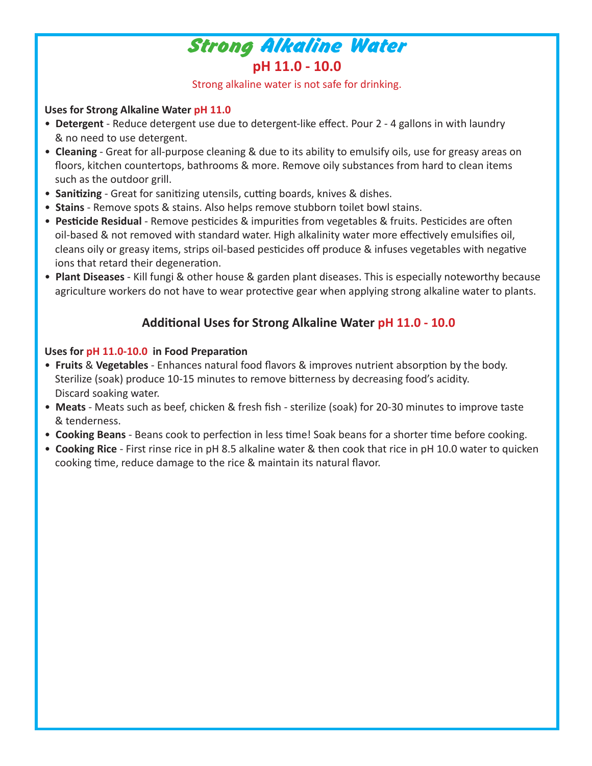# Strong Alkaline Water

## pH 11.0 - 10.0

Strong alkaline water is not safe for drinking.

**Uses for Strong Alkaline Water pH 11.0**

- **Detergent** - Reduce detergent use due to detergent-like effect. Pour 2 - 4 gallons in with laundry & no need to use detergent.
- **Cleaning** - Great for all-purpose cleaning & due to its ability to emulsify oils, use for greasy areas on floors, kitchen countertops, bathrooms & more. Remove oily substances from hard to clean items such as the outdoor grill.
- **Sanitizing** - Great for sanitizing utensils, cutting boards, knives & dishes.
- **Stains** - Remove spots & stains. Also helps remove stubborn toilet bowl stains.
- **Pesticide Residual** - Remove pesticides & impurities from vegetables & fruits. Pesticides are often oil-based & not removed with standard water. High alkalinity water more effectively emulsifies oil, cleans oily or greasy items, strips oil-based pesticides off produce & infuses vegetables with negative ions that retard their degeneration.
- **Plant Diseases** - Kill fungi & other house & garden plant diseases. This is especially noteworthy because agriculture workers do not have to wear protective gear when applying strong alkaline water to plants.

## Additional Uses for Strong Alkaline Water pH 11.0 - 10.0

**Uses for pH 11.0-10.0 in Food Preparation**

- **Fruits** & **Vegetables** - Enhances natural food flavors & improves nutrient absorption by the body. Sterilize (soak) produce 10-15 minutes to remove bitterness by decreasing food's acidity. Discard soaking water.
- **Meats** - Meats such as beef, chicken & fresh fish - sterilize (soak) for 20-30 minutes to improve taste & tenderness.
- **Cooking Beans** - Beans cook to perfection in less time! Soak beans for a shorter time before cooking.
- **Cooking Rice** - First rinse rice in pH 8.5 alkaline water & then cook that rice in pH 10.0 water to quicken cooking time, reduce damage to the rice & maintain its natural flavor.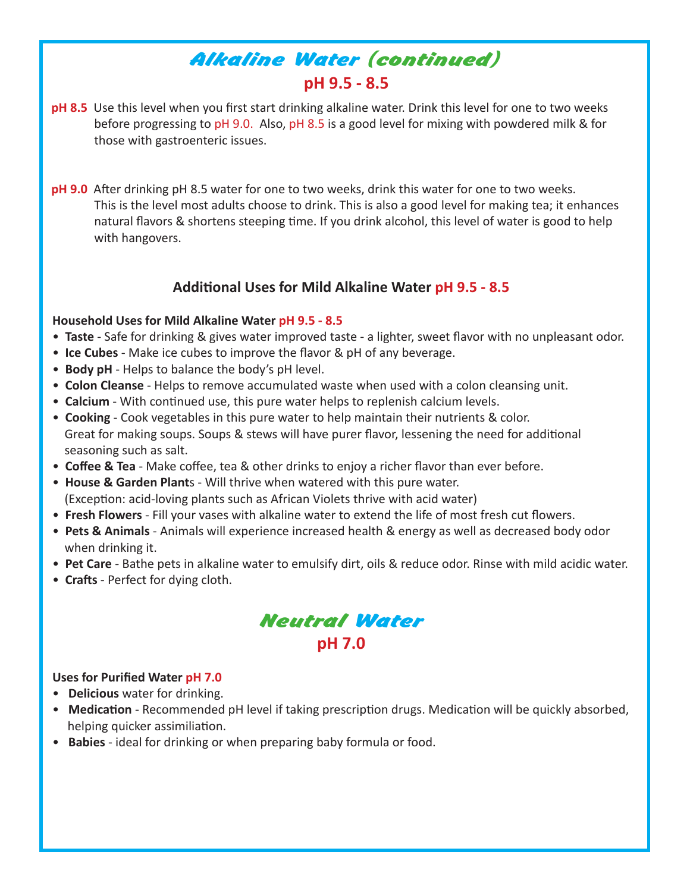# Alkaline Water (continued)

## pH 9.5 - 8.5

**pH 8.5** Use this level when you first start drinking alkaline water. Drink this level for one to two weeks before progressing to pH 9.0. Also, pH 8.5 is a good level for mixing with powdered milk & for those with gastroenteric issues.

**pH 9.0** After drinking pH 8.5 water for one to two weeks, drink this water for one to two weeks. This is the level most adults choose to drink. This is also a good level for making tea; it enhances natural flavors & shortens steeping time. If you drink alcohol, this level of water is good to help with hangovers.

### Additional Uses for Mild Alkaline Water pH 9.5 - 8.5

**Household Uses for Mild Alkaline Water pH 9.5 - 8.5**

- **Taste** - Safe for drinking & gives water improved taste - a lighter, sweet flavor with no unpleasant odor.
- **Ice Cubes** - Make ice cubes to improve the flavor & pH of any beverage.
- **Body pH** - Helps to balance the body's pH level.
- **Colon Cleanse** - Helps to remove accumulated waste when used with a colon cleansing unit.
- **Calcium** - With continued use, this pure water helps to replenish calcium levels.
- **Cooking** - Cook vegetables in this pure water to help maintain their nutrients & color. Great for making soups. Soups & stews will have purer flavor, lessening the need for additional seasoning such as salt.
- **Coffee & Tea** - Make coffee, tea & other drinks to enjoy a richer flavor than ever before.
- **House & Garden Plant**s - Will thrive when watered with this pure water. (Exception: acid-loving plants such as African Violets thrive with acid water)
- **Fresh Flowers** - Fill your vases with alkaline water to extend the life of most fresh cut flowers.
- **Pets & Animals** - Animals will experience increased health & energy as well as decreased body odor when drinking it.
- **Pet Care** - Bathe pets in alkaline water to emulsify dirt, oils & reduce odor. Rinse with mild acidic water.
- **Crafts** - Perfect for dying cloth.

# Neutral Water

## pH 7.0

**Uses for Purified Water pH 7.0**

- **Delicious** water for drinking.
- **Medication** - Recommended pH level if taking prescription drugs. Medication will be quickly absorbed, helping quicker assimiliation.
- **Babies** - ideal for drinking or when preparing baby formula or food.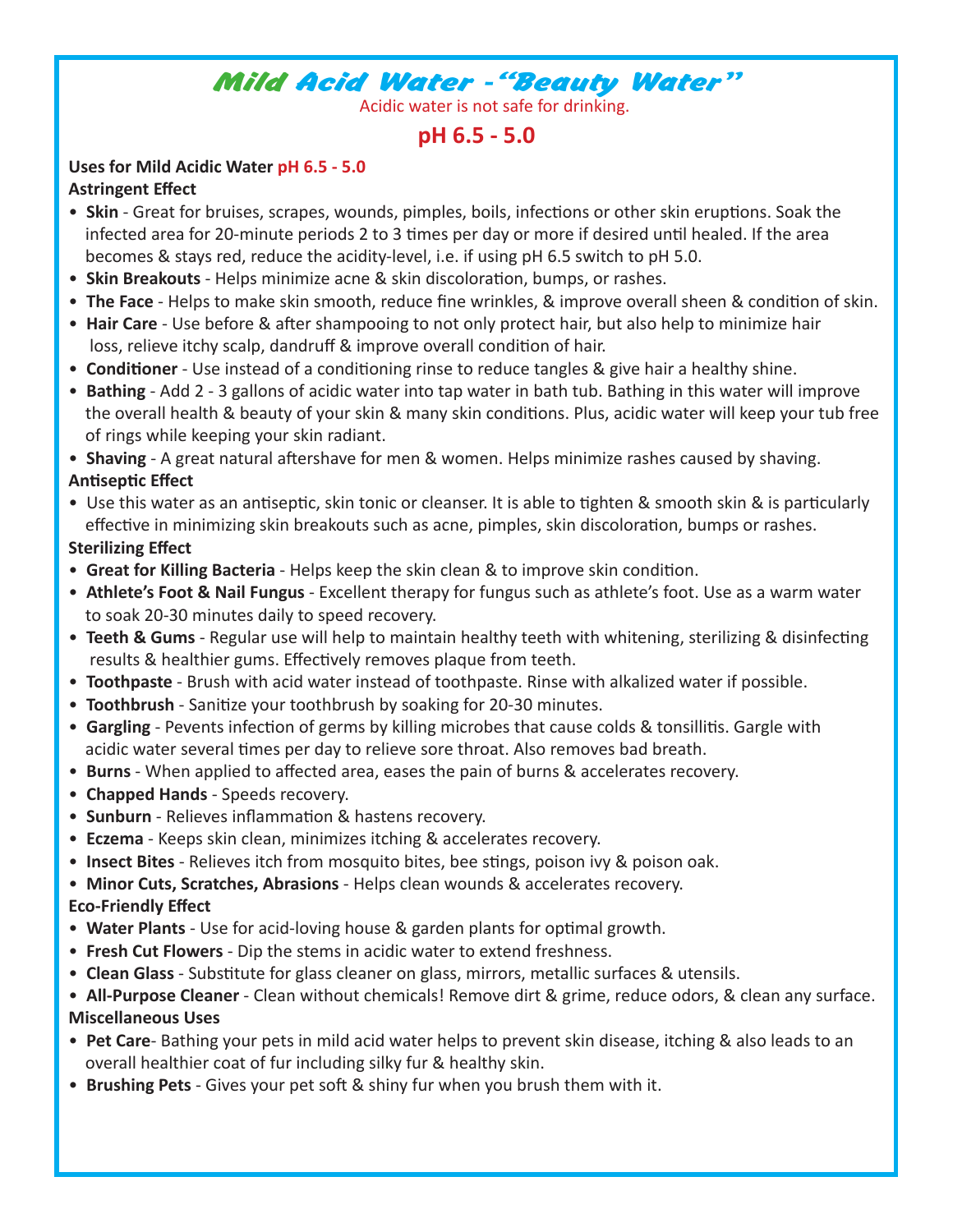# Mild Acid Water -"Beauty Water"

Acidic water is not safe for drinking.

## pH 6.5 - 5.0

**Uses for Mild Acidic Water pH 6.5 - 5.0**

**Astringent Effect**

- **Skin** - Great for bruises, scrapes, wounds, pimples, boils, infections or other skin eruptions. Soak the infected area for 20-minute periods 2 to 3 times per day or more if desired until healed. If the area becomes & stays red, reduce the acidity-level, i.e. if using pH 6.5 switch to pH 5.0.
- **Skin Breakouts** - Helps minimize acne & skin discoloration, bumps, or rashes.
- **The Face** - Helps to make skin smooth, reduce fine wrinkles, & improve overall sheen & condition of skin.
- **Hair Care** - Use before & after shampooing to not only protect hair, but also help to minimize hair loss, relieve itchy scalp, dandruff & improve overall condition of hair.
- **Conditioner** - Use instead of a conditioning rinse to reduce tangles & give hair a healthy shine.
- **Bathing** - Add 2 - 3 gallons of acidic water into tap water in bath tub. Bathing in this water will improve the overall health & beauty of your skin & many skin conditions. Plus, acidic water will keep your tub free of rings while keeping your skin radiant.
- **Shaving** - A great natural aftershave for men & women. Helps minimize rashes caused by shaving.

**Antiseptic Effect**

- Use this water as an antiseptic, skin tonic or cleanser. It is able to tighten & smooth skin & is particularly effective in minimizing skin breakouts such as acne, pimples, skin discoloration, bumps or rashes.

**Sterilizing Effect**

- **Great for Killing Bacteria** - Helps keep the skin clean & to improve skin condition.
- **Athlete's Foot & Nail Fungus** - Excellent therapy for fungus such as athlete's foot. Use as a warm water to soak 20-30 minutes daily to speed recovery.
- **Teeth & Gums** - Regular use will help to maintain healthy teeth with whitening, sterilizing & disinfecting results & healthier gums. Effectively removes plaque from teeth.
- **Toothpaste** - Brush with acid water instead of toothpaste. Rinse with alkalized water if possible.
- **Toothbrush** - Sanitize your toothbrush by soaking for 20-30 minutes.
- **Gargling** - Pevents infection of germs by killing microbes that cause colds & tonsillitis. Gargle with acidic water several times per day to relieve sore throat. Also removes bad breath.
- **Burns** - When applied to affected area, eases the pain of burns & accelerates recovery.
- **Chapped Hands** - Speeds recovery.
- **Sunburn** - Relieves inflammation & hastens recovery.
- **Eczema** - Keeps skin clean, minimizes itching & accelerates recovery.
- **Insect Bites** - Relieves itch from mosquito bites, bee stings, poison ivy & poison oak.
- **Minor Cuts, Scratches, Abrasions** - Helps clean wounds & accelerates recovery.

**Eco-Friendly Effect**

- **Water Plants** - Use for acid-loving house & garden plants for optimal growth.
- **Fresh Cut Flowers** - Dip the stems in acidic water to extend freshness.
- **Clean Glass** - Substitute for glass cleaner on glass, mirrors, metallic surfaces & utensils.
- **All-Purpose Cleaner** - Clean without chemicals! Remove dirt & grime, reduce odors, & clean any surface.

**Miscellaneous Uses**

- **Pet Care**- Bathing your pets in mild acid water helps to prevent skin disease, itching & also leads to an overall healthier coat of fur including silky fur & healthy skin.
- **Brushing Pets** - Gives your pet soft & shiny fur when you brush them with it.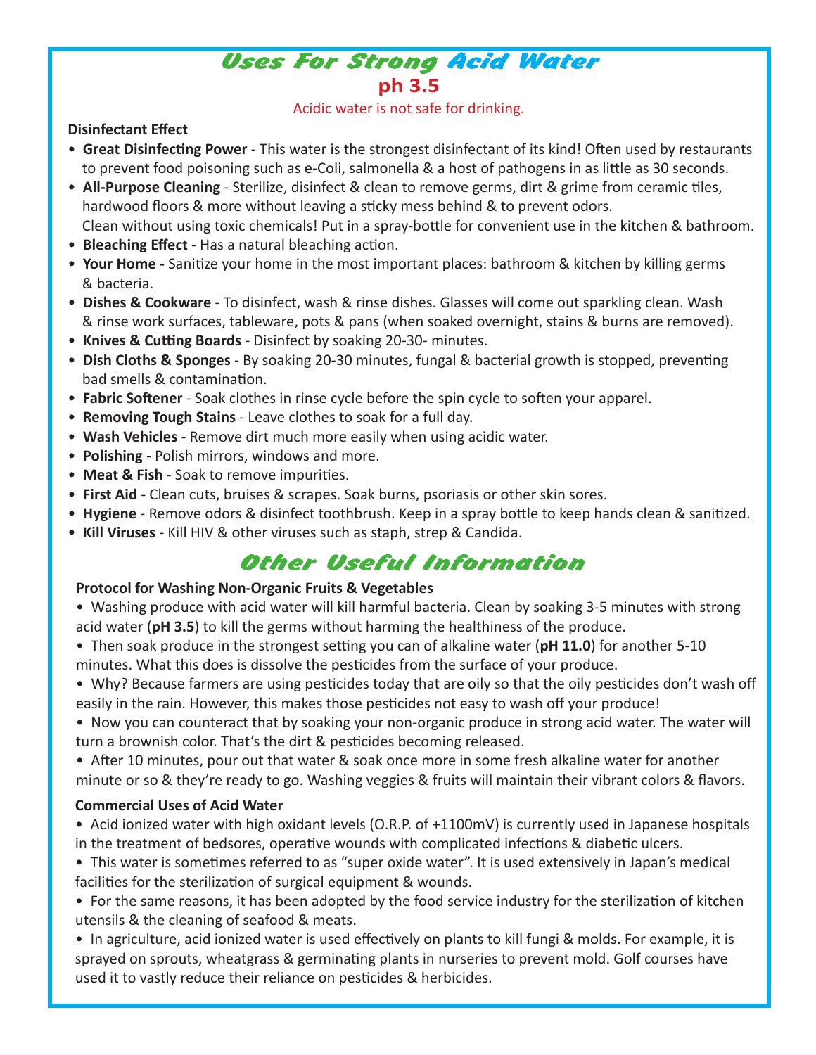# Uses For Strong Acid Water

## ph 3.5

Acidic water is not safe for drinking.

**Disinfectant Effect**

- **Great Disinfecting Power** - This water is the strongest disinfectant of its kind! Often used by restaurants to prevent food poisoning such as e-Coli, salmonella & a host of pathogens in as little as 30 seconds.
- **All-Purpose Cleaning** - Sterilize, disinfect & clean to remove germs, dirt & grime from ceramic tiles, hardwood floors & more without leaving a sticky mess behind & to prevent odors. Clean without using toxic chemicals! Put in a spray-bottle for convenient use in the kitchen & bathroom.
- **Bleaching Effect** - Has a natural bleaching action.
- **Your Home -** Sanitize your home in the most important places: bathroom & kitchen by killing germs & bacteria.
- **Dishes & Cookware** - To disinfect, wash & rinse dishes. Glasses will come out sparkling clean. Wash & rinse work surfaces, tableware, pots & pans (when soaked overnight, stains & burns are removed).
- **Knives & Cutting Boards** - Disinfect by soaking 20-30- minutes.
- **Dish Cloths & Sponges** - By soaking 20-30 minutes, fungal & bacterial growth is stopped, preventing bad smells & contamination.
- **Fabric Softener** - Soak clothes in rinse cycle before the spin cycle to soften your apparel.
- **Removing Tough Stains** - Leave clothes to soak for a full day.
- **Wash Vehicles** - Remove dirt much more easily when using acidic water.
- **Polishing** - Polish mirrors, windows and more.
- **Meat & Fish** - Soak to remove impurities.
- **First Aid** - Clean cuts, bruises & scrapes. Soak burns, psoriasis or other skin sores.
- **Hygiene** - Remove odors & disinfect toothbrush. Keep in a spray bottle to keep hands clean & sanitized.
- **Kill Viruses** - Kill HIV & other viruses such as staph, strep & Candida.

# Other Useful Information

**Protocol for Washing Non-Organic Fruits & Vegetables**

- Washing produce with acid water will kill harmful bacteria. Clean by soaking 3-5 minutes with strong acid water (**pH 3.5**) to kill the germs without harming the healthiness of the produce.
- Then soak produce in the strongest setting you can of alkaline water (**pH 11.0**) for another 5-10 minutes. What this does is dissolve the pesticides from the surface of your produce.
- Why? Because farmers are using pesticides today that are oily so that the oily pesticides don't wash off easily in the rain. However, this makes those pesticides not easy to wash off your produce!
- Now you can counteract that by soaking your non-organic produce in strong acid water. The water will turn a brownish color. That's the dirt & pesticides becoming released.
- After 10 minutes, pour out that water & soak once more in some fresh alkaline water for another minute or so & they're ready to go. Washing veggies & fruits will maintain their vibrant colors & flavors.

**Commercial Uses of Acid Water**

- Acid ionized water with high oxidant levels (O.R.P. of +1100mV) is currently used in Japanese hospitals in the treatment of bedsores, operative wounds with complicated infections & diabetic ulcers.
- This water is sometimes referred to as "super oxide water". It is used extensively in Japan's medical facilities for the sterilization of surgical equipment & wounds.
- For the same reasons, it has been adopted by the food service industry for the sterilization of kitchen utensils & the cleaning of seafood & meats.
- In agriculture, acid ionized water is used effectively on plants to kill fungi & molds. For example, it is sprayed on sprouts, wheatgrass & germinating plants in nurseries to prevent mold. Golf courses have used it to vastly reduce their reliance on pesticides & herbicides.